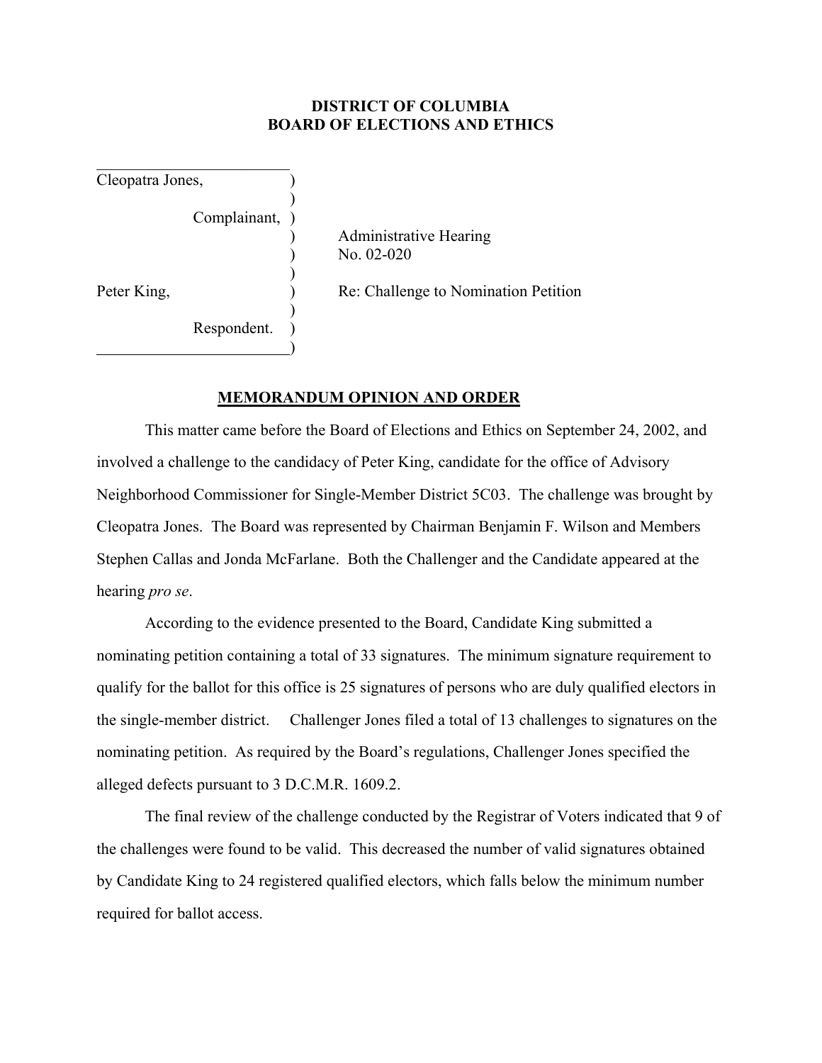**DISTRICT OF COLUMBIA**
**BOARD OF ELECTIONS AND ETHICS**

| | | |
|---|---|---|
| Cleopatra Jones, | ) | |
| | ) | |
| Complainant, | ) | |
| | ) | Administrative Hearing |
| | ) | No. 02-020 |
| | ) | |
| Peter King, | ) | Re: Challenge to Nomination Petition |
| | ) | |
| Respondent. | ) | |
| | ) | |

## MEMORANDUM OPINION AND ORDER

This matter came before the Board of Elections and Ethics on September 24, 2002, and involved a challenge to the candidacy of Peter King, candidate for the office of Advisory Neighborhood Commissioner for Single-Member District 5C03. The challenge was brought by Cleopatra Jones. The Board was represented by Chairman Benjamin F. Wilson and Members Stephen Callas and Jonda McFarlane. Both the Challenger and the Candidate appeared at the hearing *pro se*.

According to the evidence presented to the Board, Candidate King submitted a nominating petition containing a total of 33 signatures. The minimum signature requirement to qualify for the ballot for this office is 25 signatures of persons who are duly qualified electors in the single-member district. Challenger Jones filed a total of 13 challenges to signatures on the nominating petition. As required by the Board's regulations, Challenger Jones specified the alleged defects pursuant to 3 D.C.M.R. 1609.2.

The final review of the challenge conducted by the Registrar of Voters indicated that 9 of the challenges were found to be valid. This decreased the number of valid signatures obtained by Candidate King to 24 registered qualified electors, which falls below the minimum number required for ballot access.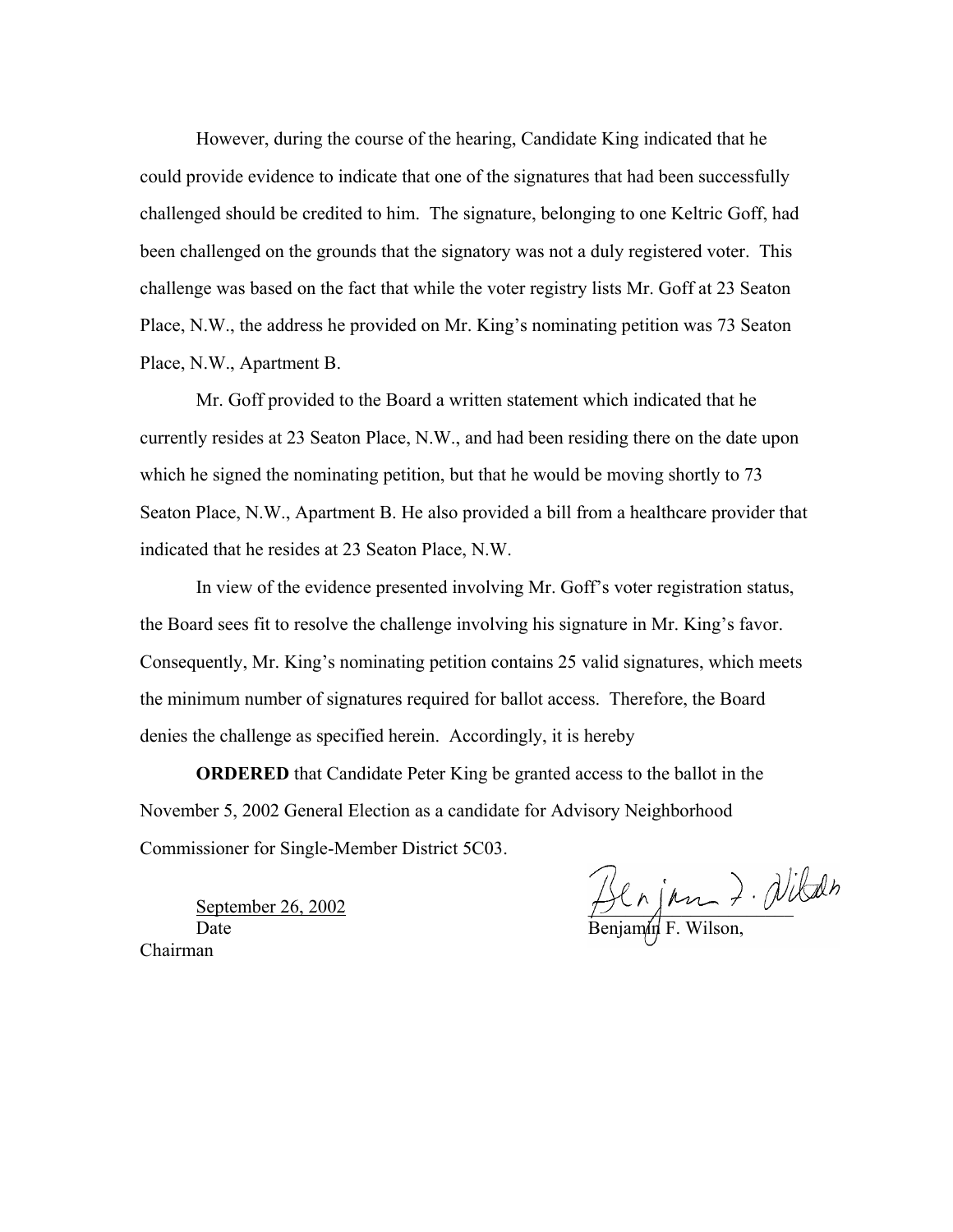However, during the course of the hearing, Candidate King indicated that he could provide evidence to indicate that one of the signatures that had been successfully challenged should be credited to him. The signature, belonging to one Keltric Goff, had been challenged on the grounds that the signatory was not a duly registered voter. This challenge was based on the fact that while the voter registry lists Mr. Goff at 23 Seaton Place, N.W., the address he provided on Mr. King's nominating petition was 73 Seaton Place, N.W., Apartment B.

Mr. Goff provided to the Board a written statement which indicated that he currently resides at 23 Seaton Place, N.W., and had been residing there on the date upon which he signed the nominating petition, but that he would be moving shortly to 73 Seaton Place, N.W., Apartment B. He also provided a bill from a healthcare provider that indicated that he resides at 23 Seaton Place, N.W.

In view of the evidence presented involving Mr. Goff's voter registration status, the Board sees fit to resolve the challenge involving his signature in Mr. King's favor. Consequently, Mr. King's nominating petition contains 25 valid signatures, which meets the minimum number of signatures required for ballot access. Therefore, the Board denies the challenge as specified herein. Accordingly, it is hereby

**ORDERED** that Candidate Peter King be granted access to the ballot in the November 5, 2002 General Election as a candidate for Advisory Neighborhood Commissioner for Single-Member District 5C03.

September 26, 2002
Date

Benjamin F. Wilson,
Chairman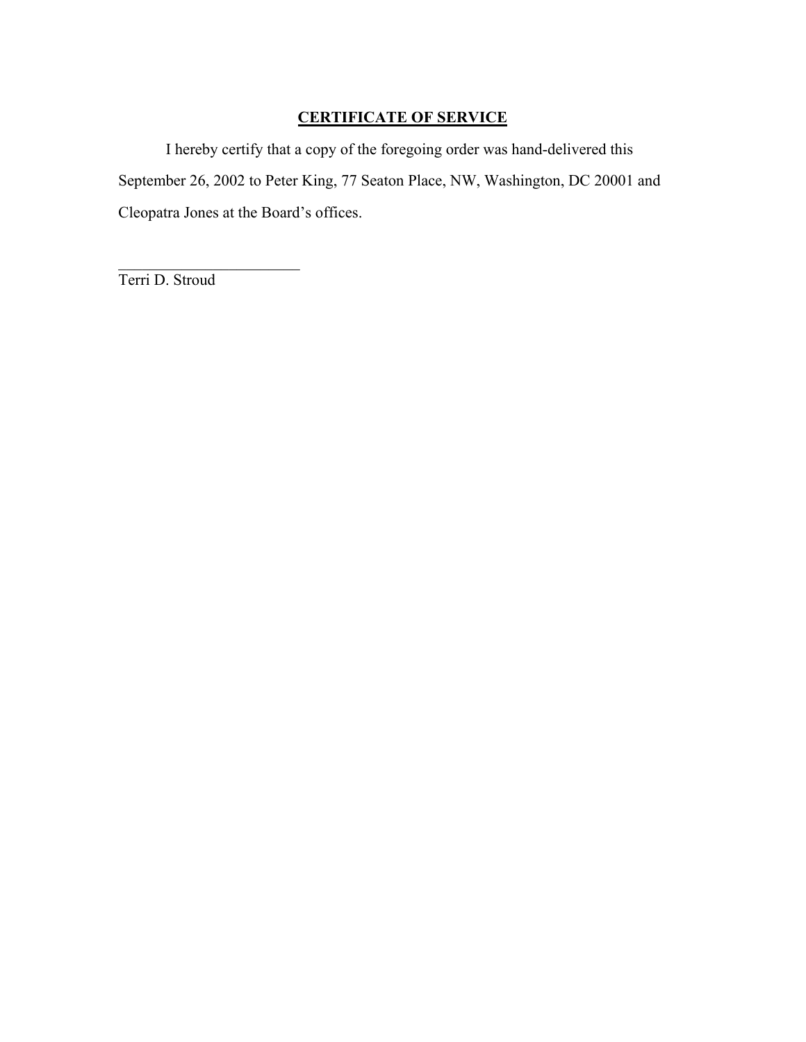**CERTIFICATE OF SERVICE**

I hereby certify that a copy of the foregoing order was hand-delivered this September 26, 2002 to Peter King, 77 Seaton Place, NW, Washington, DC 20001 and Cleopatra Jones at the Board's offices.

______________________

Terri D. Stroud